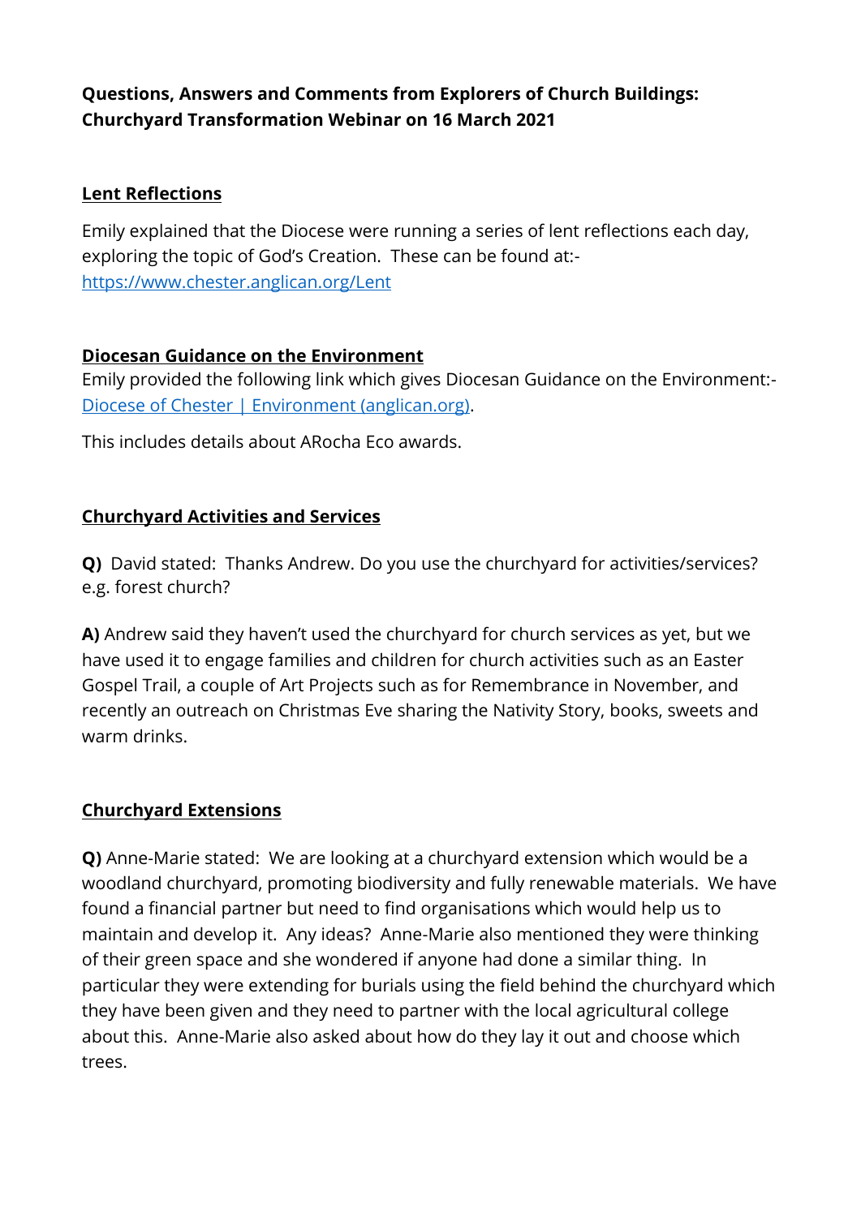**Questions, Answers and Comments from Explorers of Church Buildings: Churchyard Transformation Webinar on 16 March 2021**

## Lent Reflections

Emily explained that the Diocese were running a series of lent reflections each day, exploring the topic of God's Creation. These can be found at:- [https://www.chester.anglican.org/Lent](https://www.chester.anglican.org/Lent)

## Diocesan Guidance on the Environment

Emily provided the following link which gives Diocesan Guidance on the Environment:- [Diocese of Chester | Environment (anglican.org)](#).

This includes details about ARocha Eco awards.

## Churchyard Activities and Services

**Q)** David stated: Thanks Andrew. Do you use the churchyard for activities/services? e.g. forest church?

**A)** Andrew said they haven't used the churchyard for church services as yet, but we have used it to engage families and children for church activities such as an Easter Gospel Trail, a couple of Art Projects such as for Remembrance in November, and recently an outreach on Christmas Eve sharing the Nativity Story, books, sweets and warm drinks.

## Churchyard Extensions

**Q)** Anne-Marie stated: We are looking at a churchyard extension which would be a woodland churchyard, promoting biodiversity and fully renewable materials. We have found a financial partner but need to find organisations which would help us to maintain and develop it. Any ideas? Anne-Marie also mentioned they were thinking of their green space and she wondered if anyone had done a similar thing. In particular they were extending for burials using the field behind the churchyard which they have been given and they need to partner with the local agricultural college about this. Anne-Marie also asked about how do they lay it out and choose which trees.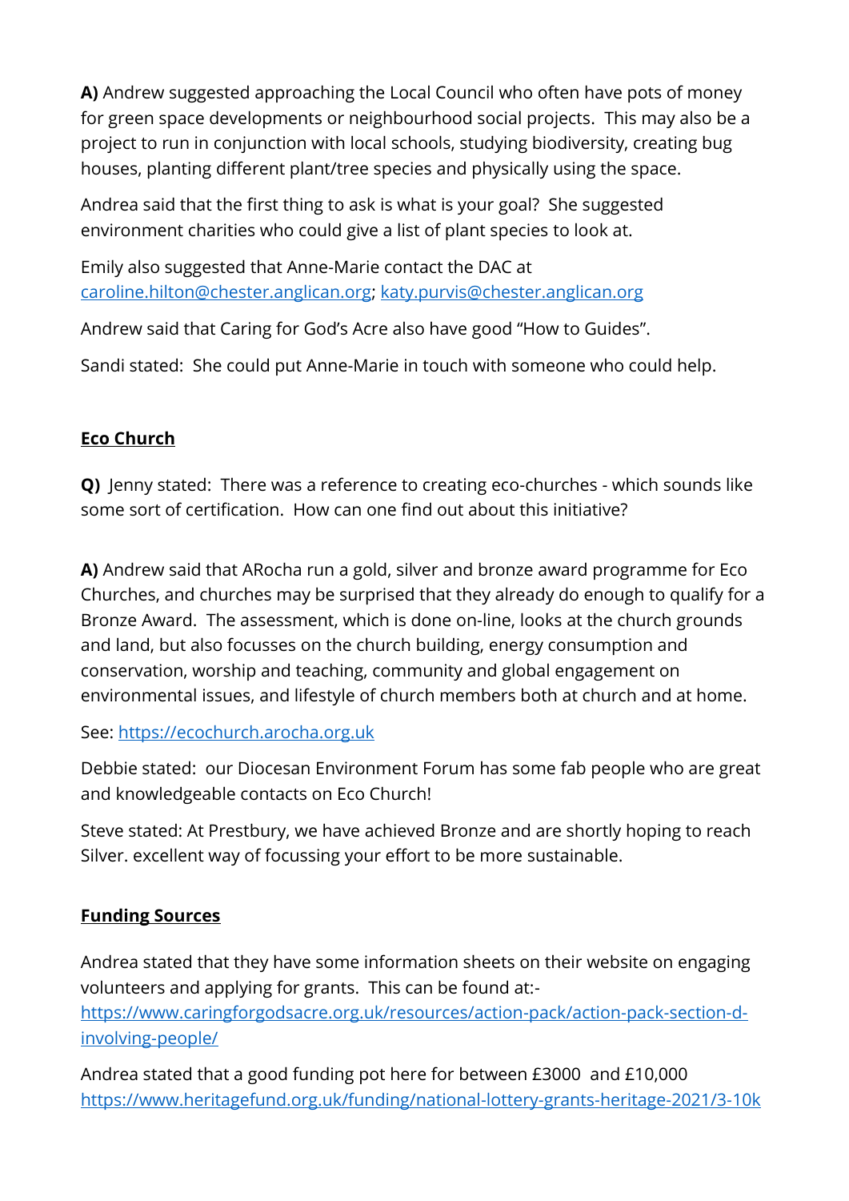**A)** Andrew suggested approaching the Local Council who often have pots of money for green space developments or neighbourhood social projects.  This may also be a project to run in conjunction with local schools, studying biodiversity, creating bug houses, planting different plant/tree species and physically using the space.

Andrea said that the first thing to ask is what is your goal?  She suggested environment charities who could give a list of plant species to look at.

Emily also suggested that Anne-Marie contact the DAC at [caroline.hilton@chester.anglican.org](mailto:caroline.hilton@chester.anglican.org); [katy.purvis@chester.anglican.org](mailto:katy.purvis@chester.anglican.org)

Andrew said that Caring for God's Acre also have good "How to Guides".

Sandi stated:  She could put Anne-Marie in touch with someone who could help.

## Eco Church

**Q)**  Jenny stated:  There was a reference to creating eco-churches - which sounds like some sort of certification.  How can one find out about this initiative?

**A)** Andrew said that ARocha run a gold, silver and bronze award programme for Eco Churches, and churches may be surprised that they already do enough to qualify for a Bronze Award.  The assessment, which is done on-line, looks at the church grounds and land, but also focusses on the church building, energy consumption and conservation, worship and teaching, community and global engagement on environmental issues, and lifestyle of church members both at church and at home.

See: [https://ecochurch.arocha.org.uk](https://ecochurch.arocha.org.uk)

Debbie stated:  our Diocesan Environment Forum has some fab people who are great and knowledgeable contacts on Eco Church!

Steve stated: At Prestbury, we have achieved Bronze and are shortly hoping to reach Silver. excellent way of focussing your effort to be more sustainable.

## Funding Sources

Andrea stated that they have some information sheets on their website on engaging volunteers and applying for grants.  This can be found at:- [https://www.caringforgodsacre.org.uk/resources/action-pack/action-pack-section-d-involving-people/](https://www.caringforgodsacre.org.uk/resources/action-pack/action-pack-section-d-involving-people/)

Andrea stated that a good funding pot here for between £3000  and £10,000 [https://www.heritagefund.org.uk/funding/national-lottery-grants-heritage-2021/3-10k](https://www.heritagefund.org.uk/funding/national-lottery-grants-heritage-2021/3-10k)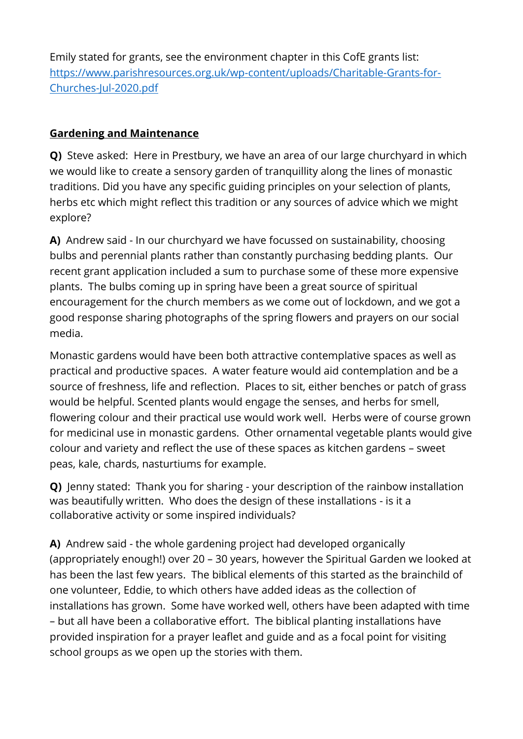Emily stated for grants, see the environment chapter in this CofE grants list: [https://www.parishresources.org.uk/wp-content/uploads/Charitable-Grants-for-Churches-Jul-2020.pdf](https://www.parishresources.org.uk/wp-content/uploads/Charitable-Grants-for-Churches-Jul-2020.pdf)

## Gardening and Maintenance

**Q)** Steve asked: Here in Prestbury, we have an area of our large churchyard in which we would like to create a sensory garden of tranquillity along the lines of monastic traditions. Did you have any specific guiding principles on your selection of plants, herbs etc which might reflect this tradition or any sources of advice which we might explore?

**A)** Andrew said - In our churchyard we have focussed on sustainability, choosing bulbs and perennial plants rather than constantly purchasing bedding plants. Our recent grant application included a sum to purchase some of these more expensive plants. The bulbs coming up in spring have been a great source of spiritual encouragement for the church members as we come out of lockdown, and we got a good response sharing photographs of the spring flowers and prayers on our social media.

Monastic gardens would have been both attractive contemplative spaces as well as practical and productive spaces. A water feature would aid contemplation and be a source of freshness, life and reflection. Places to sit, either benches or patch of grass would be helpful. Scented plants would engage the senses, and herbs for smell, flowering colour and their practical use would work well. Herbs were of course grown for medicinal use in monastic gardens. Other ornamental vegetable plants would give colour and variety and reflect the use of these spaces as kitchen gardens – sweet peas, kale, chards, nasturtiums for example.

**Q)** Jenny stated: Thank you for sharing - your description of the rainbow installation was beautifully written. Who does the design of these installations - is it a collaborative activity or some inspired individuals?

**A)** Andrew said - the whole gardening project had developed organically (appropriately enough!) over 20 – 30 years, however the Spiritual Garden we looked at has been the last few years. The biblical elements of this started as the brainchild of one volunteer, Eddie, to which others have added ideas as the collection of installations has grown. Some have worked well, others have been adapted with time – but all have been a collaborative effort. The biblical planting installations have provided inspiration for a prayer leaflet and guide and as a focal point for visiting school groups as we open up the stories with them.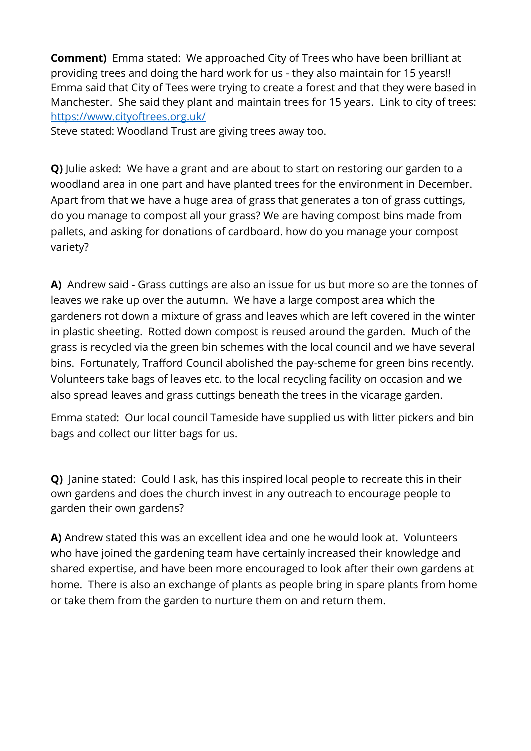**Comment)** Emma stated: We approached City of Trees who have been brilliant at providing trees and doing the hard work for us - they also maintain for 15 years!! Emma said that City of Tees were trying to create a forest and that they were based in Manchester. She said they plant and maintain trees for 15 years. Link to city of trees: [https://www.cityoftrees.org.uk/](https://www.cityoftrees.org.uk/)

Steve stated: Woodland Trust are giving trees away too.

**Q)** Julie asked: We have a grant and are about to start on restoring our garden to a woodland area in one part and have planted trees for the environment in December. Apart from that we have a huge area of grass that generates a ton of grass cuttings, do you manage to compost all your grass? We are having compost bins made from pallets, and asking for donations of cardboard. how do you manage your compost variety?

**A)** Andrew said - Grass cuttings are also an issue for us but more so are the tonnes of leaves we rake up over the autumn. We have a large compost area which the gardeners rot down a mixture of grass and leaves which are left covered in the winter in plastic sheeting. Rotted down compost is reused around the garden. Much of the grass is recycled via the green bin schemes with the local council and we have several bins. Fortunately, Trafford Council abolished the pay-scheme for green bins recently. Volunteers take bags of leaves etc. to the local recycling facility on occasion and we also spread leaves and grass cuttings beneath the trees in the vicarage garden.

Emma stated: Our local council Tameside have supplied us with litter pickers and bin bags and collect our litter bags for us.

**Q)** Janine stated: Could I ask, has this inspired local people to recreate this in their own gardens and does the church invest in any outreach to encourage people to garden their own gardens?

**A)** Andrew stated this was an excellent idea and one he would look at. Volunteers who have joined the gardening team have certainly increased their knowledge and shared expertise, and have been more encouraged to look after their own gardens at home. There is also an exchange of plants as people bring in spare plants from home or take them from the garden to nurture them on and return them.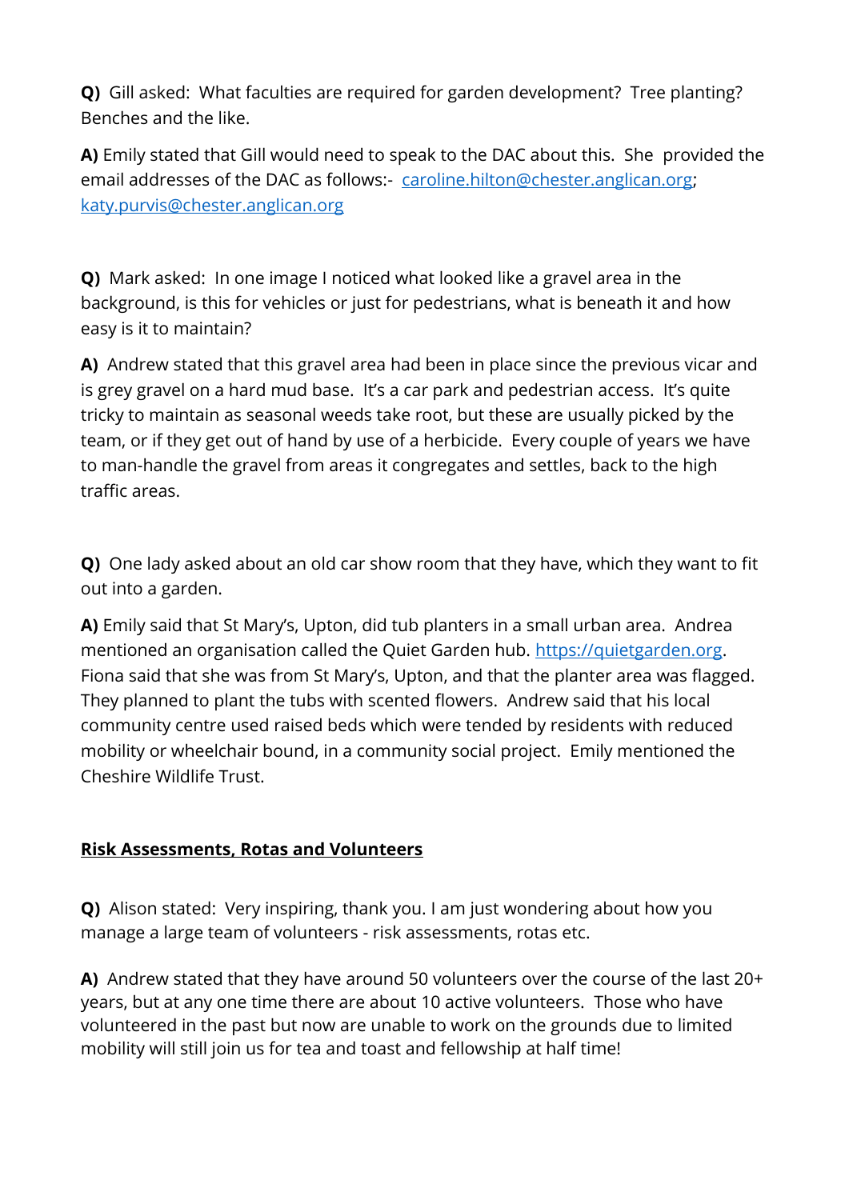**Q)** Gill asked: What faculties are required for garden development? Tree planting? Benches and the like.

**A)** Emily stated that Gill would need to speak to the DAC about this. She provided the email addresses of the DAC as follows:- [caroline.hilton@chester.anglican.org](mailto:caroline.hilton@chester.anglican.org); [katy.purvis@chester.anglican.org](mailto:katy.purvis@chester.anglican.org)

**Q)** Mark asked: In one image I noticed what looked like a gravel area in the background, is this for vehicles or just for pedestrians, what is beneath it and how easy is it to maintain?

**A)** Andrew stated that this gravel area had been in place since the previous vicar and is grey gravel on a hard mud base. It's a car park and pedestrian access. It's quite tricky to maintain as seasonal weeds take root, but these are usually picked by the team, or if they get out of hand by use of a herbicide. Every couple of years we have to man-handle the gravel from areas it congregates and settles, back to the high traffic areas.

**Q)** One lady asked about an old car show room that they have, which they want to fit out into a garden.

**A)** Emily said that St Mary's, Upton, did tub planters in a small urban area. Andrea mentioned an organisation called the Quiet Garden hub. [https://quietgarden.org](https://quietgarden.org). Fiona said that she was from St Mary's, Upton, and that the planter area was flagged. They planned to plant the tubs with scented flowers. Andrew said that his local community centre used raised beds which were tended by residents with reduced mobility or wheelchair bound, in a community social project. Emily mentioned the Cheshire Wildlife Trust.

**<u>Risk Assessments, Rotas and Volunteers</u>**

**Q)** Alison stated: Very inspiring, thank you. I am just wondering about how you manage a large team of volunteers - risk assessments, rotas etc.

**A)** Andrew stated that they have around 50 volunteers over the course of the last 20+ years, but at any one time there are about 10 active volunteers. Those who have volunteered in the past but now are unable to work on the grounds due to limited mobility will still join us for tea and toast and fellowship at half time!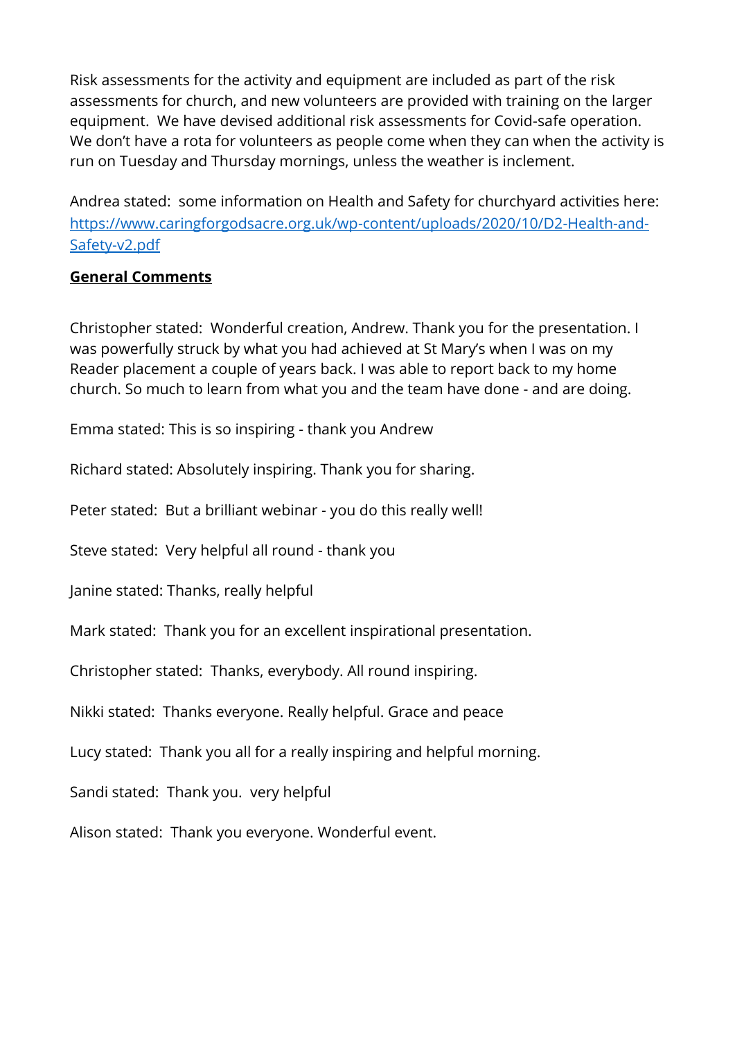Risk assessments for the activity and equipment are included as part of the risk assessments for church, and new volunteers are provided with training on the larger equipment.  We have devised additional risk assessments for Covid-safe operation.  We don't have a rota for volunteers as people come when they can when the activity is run on Tuesday and Thursday mornings, unless the weather is inclement.

Andrea stated:  some information on Health and Safety for churchyard activities here: [https://www.caringforgodsacre.org.uk/wp-content/uploads/2020/10/D2-Health-and-Safety-v2.pdf](https://www.caringforgodsacre.org.uk/wp-content/uploads/2020/10/D2-Health-and-Safety-v2.pdf)

**General Comments**

Christopher stated:  Wonderful creation, Andrew. Thank you for the presentation. I was powerfully struck by what you had achieved at St Mary's when I was on my Reader placement a couple of years back. I was able to report back to my home church. So much to learn from what you and the team have done - and are doing.

Emma stated: This is so inspiring - thank you Andrew

Richard stated: Absolutely inspiring. Thank you for sharing.

Peter stated:  But a brilliant webinar - you do this really well!

Steve stated:  Very helpful all round - thank you

Janine stated: Thanks, really helpful

Mark stated:  Thank you for an excellent inspirational presentation.

Christopher stated:  Thanks, everybody. All round inspiring.

Nikki stated:  Thanks everyone. Really helpful. Grace and peace

Lucy stated:  Thank you all for a really inspiring and helpful morning.

Sandi stated:  Thank you.  very helpful

Alison stated:  Thank you everyone. Wonderful event.